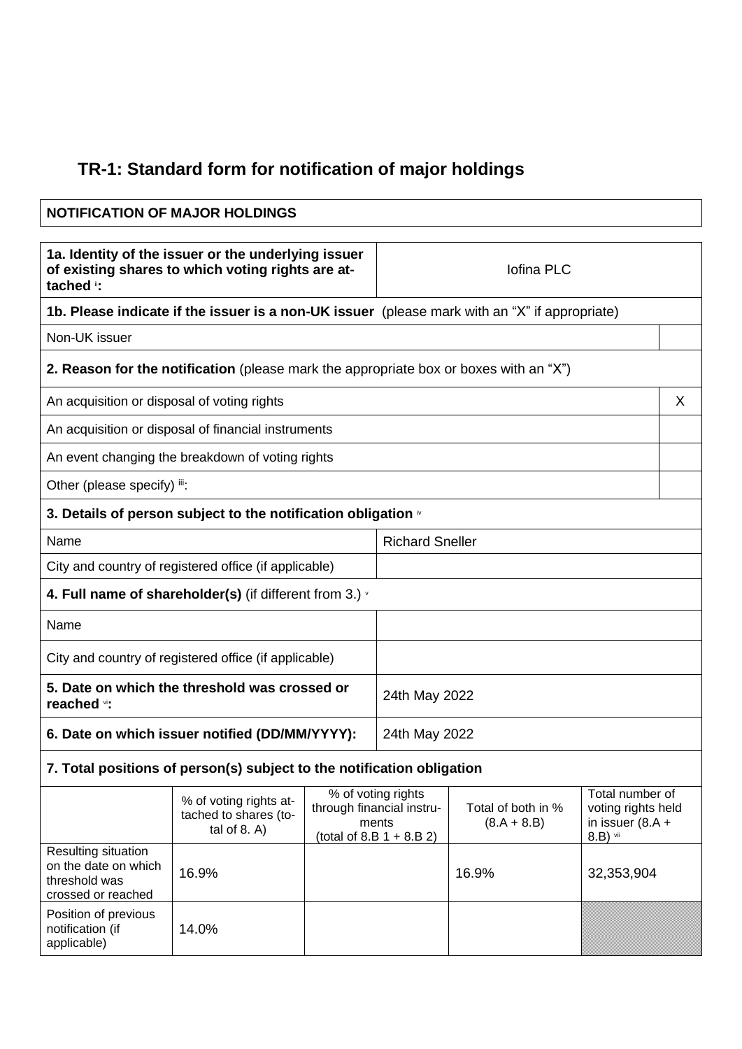# TR-1: Standard form for notification of major holdings

| **NOTIFICATION OF MAJOR HOLDINGS** |
|---|

| **1a. Identity of the issuer or the underlying issuer of existing shares to which voting rights are attached** [ii]**:** | Iofina PLC |
|---|---|

| **1b. Please indicate if the issuer is a non-UK issuer** (please mark with an "X" if appropriate) | |
|---|---|
| Non-UK issuer | |
| **2. Reason for the notification** (please mark the appropriate box or boxes with an "X") | |
| An acquisition or disposal of voting rights | X |
| An acquisition or disposal of financial instruments | |
| An event changing the breakdown of voting rights | |
| Other (please specify) [iii]: | |

| **3. Details of person subject to the notification obligation** [iv] | |
|---|---|
| Name | Richard Sneller |
| City and country of registered office (if applicable) | |
| **4. Full name of shareholder(s)** (if different from 3.) [v] | |
| Name | |
| City and country of registered office (if applicable) | |
| **5. Date on which the threshold was crossed or reached** [vi]**:** | 24th May 2022 |
| **6. Date on which issuer notified (DD/MM/YYYY):** | 24th May 2022 |

**7. Total positions of person(s) subject to the notification obligation**

| | % of voting rights attached to shares (total of 8. A) | % of voting rights through financial instruments (total of 8.B 1 + 8.B 2) | Total of both in % (8.A + 8.B) | Total number of voting rights held in issuer (8.A + 8.B) [vii] |
|---|---|---|---|---|
| Resulting situation on the date on which threshold was crossed or reached | 16.9% | | 16.9% | 32,353,904 |
| Position of previous notification (if applicable) | 14.0% | | | |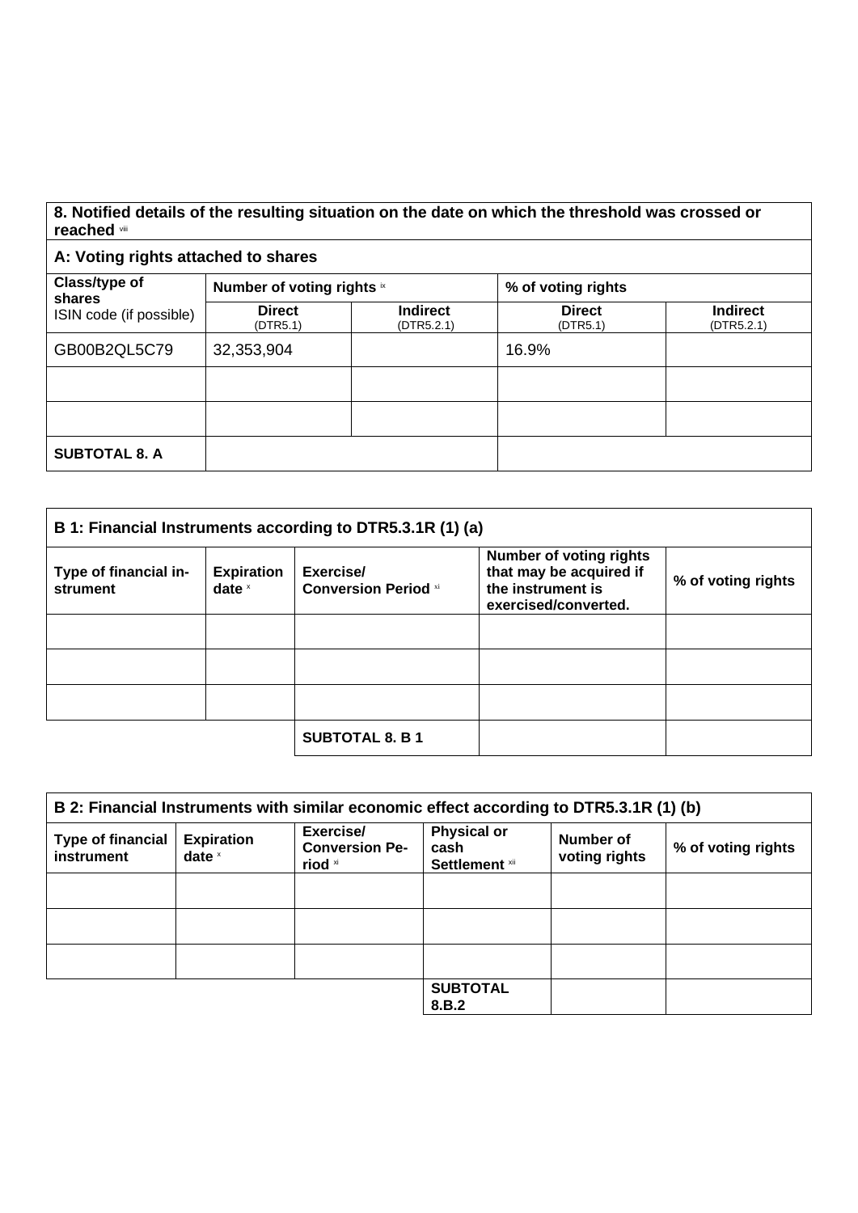| 8. Notified details of the resulting situation on the date on which the threshold was crossed or reached [viii] | | | | |
|---|---|---|---|---|
| **A: Voting rights attached to shares** | | | | |
| **Class/type of shares** ISIN code (if possible) | **Number of voting rights** [ix] | | **% of voting rights** | |
| | **Direct** (DTR5.1) | **Indirect** (DTR5.2.1) | **Direct** (DTR5.1) | **Indirect** (DTR5.2.1) |
| GB00B2QL5C79 | 32,353,904 | | 16.9% | |
| | | | | |
| | | | | |
| **SUBTOTAL 8. A** | | | | |

| B 1: Financial Instruments according to DTR5.3.1R (1) (a) | | | | |
|---|---|---|---|---|
| **Type of financial instrument** | **Expiration date** [x] | **Exercise/ Conversion Period** [xi] | **Number of voting rights that may be acquired if the instrument is exercised/converted.** | **% of voting rights** |
| | | | | |
| | | | | |
| | | | | |
| | | **SUBTOTAL 8. B 1** | | |

| B 2: Financial Instruments with similar economic effect according to DTR5.3.1R (1) (b) | | | | | |
|---|---|---|---|---|---|
| **Type of financial instrument** | **Expiration date** [x] | **Exercise/ Conversion Period** [xi] | **Physical or cash Settlement** [xii] | **Number of voting rights** | **% of voting rights** |
| | | | | | |
| | | | | | |
| | | | | | |
| | | | **SUBTOTAL 8.B.2** | | |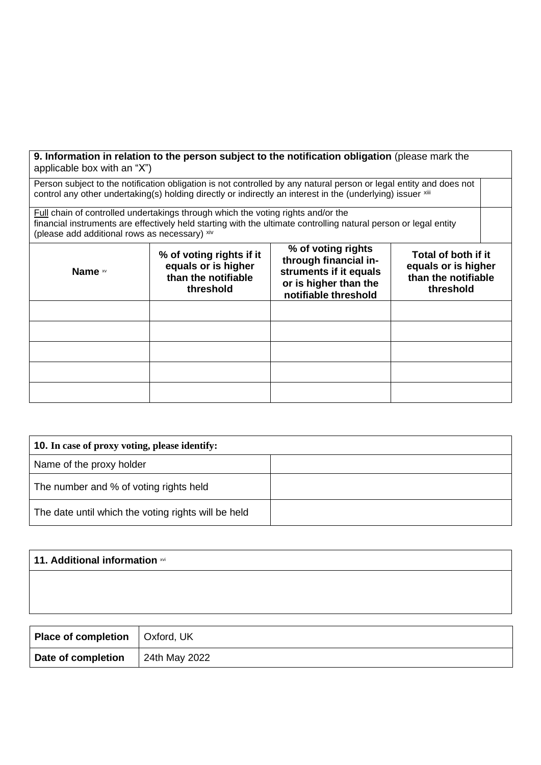| **9. Information in relation to the person subject to the notification obligation** (please mark the applicable box with an "X") | |
|---|---|
| Person subject to the notification obligation is not controlled by any natural person or legal entity and does not control any other undertaking(s) holding directly or indirectly an interest in the (underlying) issuer [xiii] | |
| Full chain of controlled undertakings through which the voting rights and/or the financial instruments are effectively held starting with the ultimate controlling natural person or legal entity (please add additional rows as necessary) [xiv] | |

| **Name** [xv] | **% of voting rights if it equals or is higher than the notifiable threshold** | **% of voting rights through financial instruments if it equals or is higher than the notifiable threshold** | **Total of both if it equals or is higher than the notifiable threshold** |
|---|---|---|---|
| | | | |
| | | | |
| | | | |
| | | | |
| | | | |

| **10. In case of proxy voting, please identify:** | |
|---|---|
| Name of the proxy holder | |
| The number and % of voting rights held | |
| The date until which the voting rights will be held | |

| **11. Additional information** [xvi] |
|---|
| |

| | |
|---|---|
| **Place of completion** | Oxford, UK |
| **Date of completion** | 24th May 2022 |